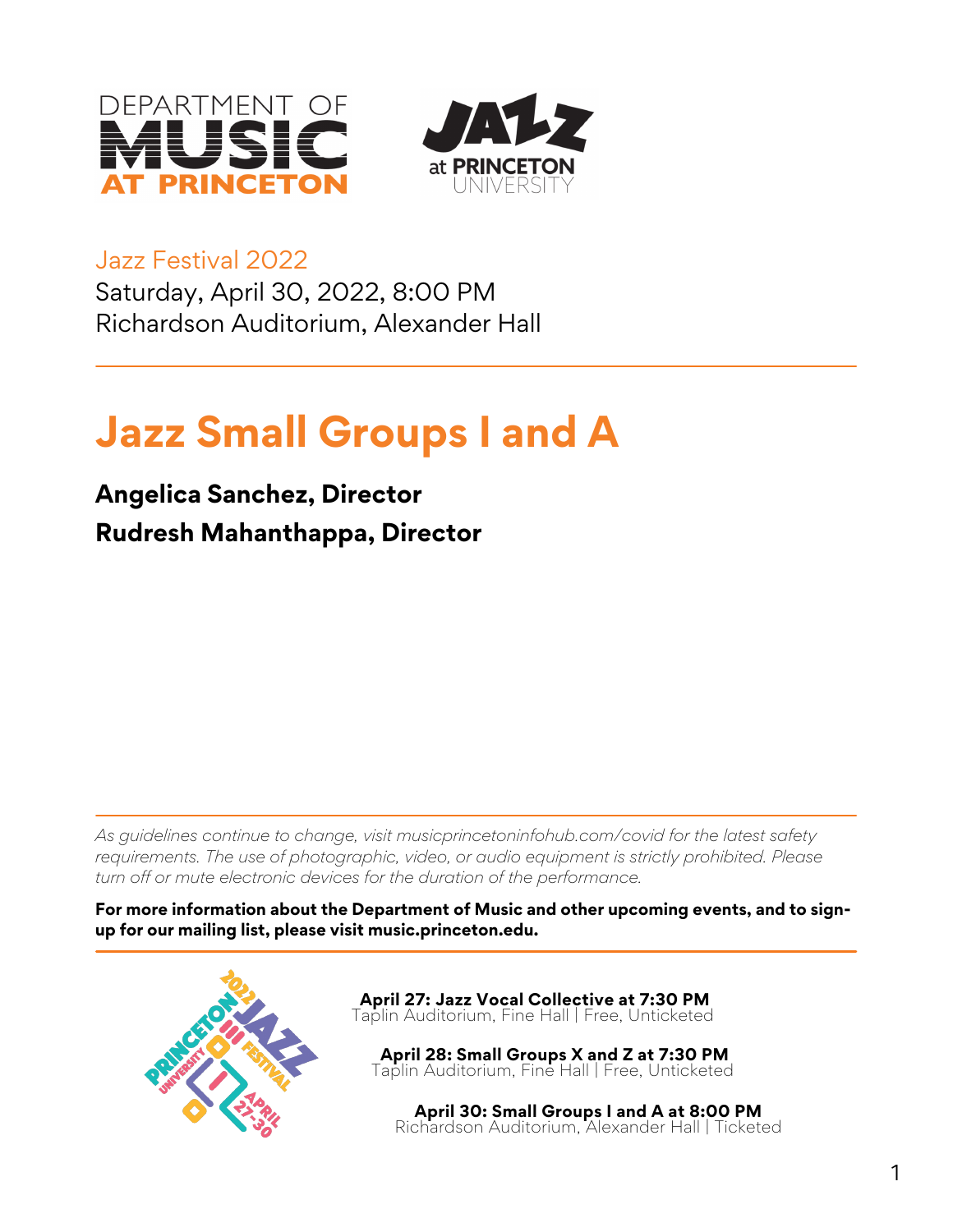Jazz Festival 2022

Saturday, April 30, 2022, 8:00 PM

Richardson Auditorium, Alexander Hall

# Jazz Small Groups I and A

**Angelica Sanchez, Director**

**Rudresh Mahanthappa, Director**

*As guidelines continue to change, visit musicprincetoninfohub.com/covid for the latest safety requirements. The use of photographic, video, or audio equipment is strictly prohibited. Please turn off or mute electronic devices for the duration of the performance.*

**For more information about the Department of Music and other upcoming events, and to sign-up for our mailing list, please visit music.princeton.edu.**

**April 27: Jazz Vocal Collective at 7:30 PM**
Taplin Auditorium, Fine Hall | Free, Unticketed

**April 28: Small Groups X and Z at 7:30 PM**
Taplin Auditorium, Fine Hall | Free, Unticketed

**April 30: Small Groups I and A at 8:00 PM**
Richardson Auditorium, Alexander Hall | Ticketed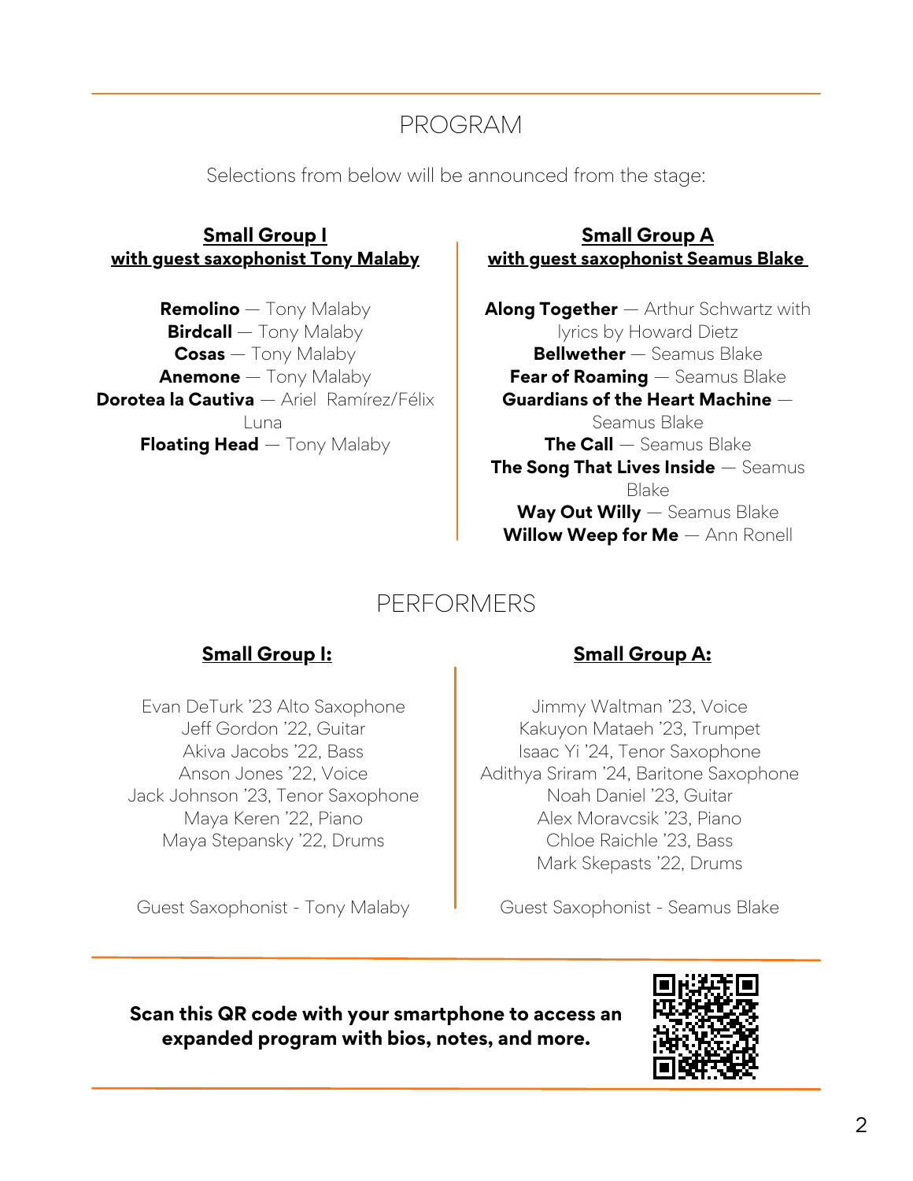# PROGRAM

Selections from below will be announced from the stage:

## Small Group I with guest saxophonist Tony Malaby

**Remolino** — Tony Malaby
**Birdcall** — Tony Malaby
**Cosas** — Tony Malaby
**Anemone** — Tony Malaby
**Dorotea la Cautiva** — Ariel Ramírez/Félix Luna
**Floating Head** — Tony Malaby

## Small Group A with guest saxophonist Seamus Blake

**Along Together** — Arthur Schwartz with lyrics by Howard Dietz
**Bellwether** — Seamus Blake
**Fear of Roaming** — Seamus Blake
**Guardians of the Heart Machine** — Seamus Blake
**The Call** — Seamus Blake
**The Song That Lives Inside** — Seamus Blake
**Way Out Willy** — Seamus Blake
**Willow Weep for Me** — Ann Ronell

# PERFORMERS

## Small Group I:

Evan DeTurk '23 Alto Saxophone
Jeff Gordon '22, Guitar
Akiva Jacobs '22, Bass
Anson Jones '22, Voice
Jack Johnson '23, Tenor Saxophone
Maya Keren '22, Piano
Maya Stepansky '22, Drums

Guest Saxophonist - Tony Malaby

## Small Group A:

Jimmy Waltman '23, Voice
Kakuyon Mataeh '23, Trumpet
Isaac Yi '24, Tenor Saxophone
Adithya Sriram '24, Baritone Saxophone
Noah Daniel '23, Guitar
Alex Moravcsik '23, Piano
Chloe Raichle '23, Bass
Mark Skepasts '22, Drums

Guest Saxophonist - Seamus Blake

**Scan this QR code with your smartphone to access an expanded program with bios, notes, and more.**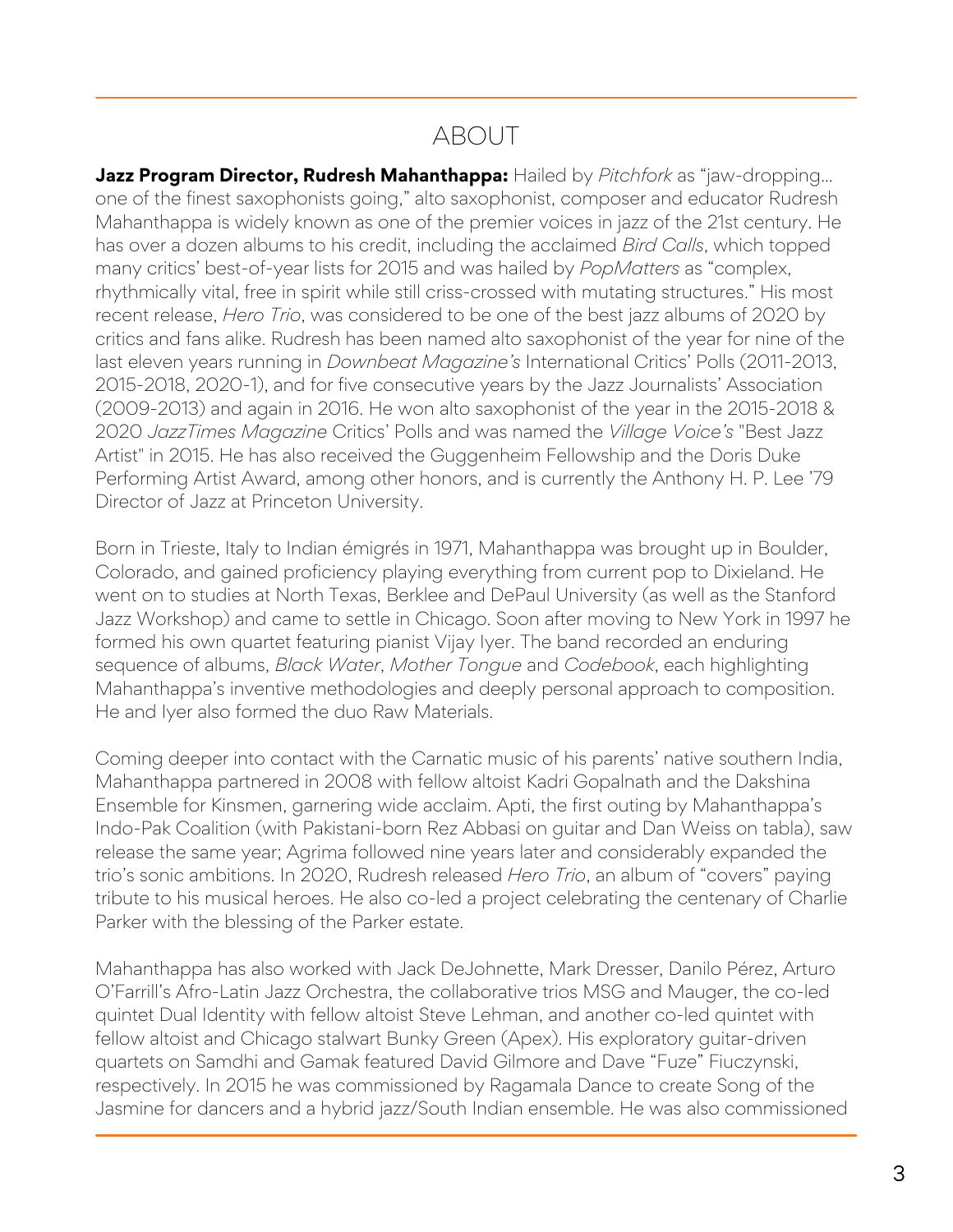# ABOUT

**Jazz Program Director, Rudresh Mahanthappa:** Hailed by *Pitchfork* as "jaw-dropping… one of the finest saxophonists going," alto saxophonist, composer and educator Rudresh Mahanthappa is widely known as one of the premier voices in jazz of the 21st century. He has over a dozen albums to his credit, including the acclaimed *Bird Calls*, which topped many critics' best-of-year lists for 2015 and was hailed by *PopMatters* as "complex, rhythmically vital, free in spirit while still criss-crossed with mutating structures." His most recent release, *Hero Trio*, was considered to be one of the best jazz albums of 2020 by critics and fans alike. Rudresh has been named alto saxophonist of the year for nine of the last eleven years running in *Downbeat Magazine's* International Critics' Polls (2011-2013, 2015-2018, 2020-1), and for five consecutive years by the Jazz Journalists' Association (2009-2013) and again in 2016. He won alto saxophonist of the year in the 2015-2018 & 2020 *JazzTimes Magazine* Critics' Polls and was named the *Village Voice's* "Best Jazz Artist" in 2015. He has also received the Guggenheim Fellowship and the Doris Duke Performing Artist Award, among other honors, and is currently the Anthony H. P. Lee '79 Director of Jazz at Princeton University.

Born in Trieste, Italy to Indian émigrés in 1971, Mahanthappa was brought up in Boulder, Colorado, and gained proficiency playing everything from current pop to Dixieland. He went on to studies at North Texas, Berklee and DePaul University (as well as the Stanford Jazz Workshop) and came to settle in Chicago. Soon after moving to New York in 1997 he formed his own quartet featuring pianist Vijay Iyer. The band recorded an enduring sequence of albums, *Black Water*, *Mother Tongue* and *Codebook*, each highlighting Mahanthappa's inventive methodologies and deeply personal approach to composition. He and Iyer also formed the duo Raw Materials.

Coming deeper into contact with the Carnatic music of his parents' native southern India, Mahanthappa partnered in 2008 with fellow altoist Kadri Gopalnath and the Dakshina Ensemble for Kinsmen, garnering wide acclaim. Apti, the first outing by Mahanthappa's Indo-Pak Coalition (with Pakistani-born Rez Abbasi on guitar and Dan Weiss on tabla), saw release the same year; Agrima followed nine years later and considerably expanded the trio's sonic ambitions. In 2020, Rudresh released *Hero Trio*, an album of "covers" paying tribute to his musical heroes. He also co-led a project celebrating the centenary of Charlie Parker with the blessing of the Parker estate.

Mahanthappa has also worked with Jack DeJohnette, Mark Dresser, Danilo Pérez, Arturo O'Farrill's Afro-Latin Jazz Orchestra, the collaborative trios MSG and Mauger, the co-led quintet Dual Identity with fellow altoist Steve Lehman, and another co-led quintet with fellow altoist and Chicago stalwart Bunky Green (Apex). His exploratory guitar-driven quartets on Samdhi and Gamak featured David Gilmore and Dave "Fuze" Fiuczynski, respectively. In 2015 he was commissioned by Ragamala Dance to create Song of the Jasmine for dancers and a hybrid jazz/South Indian ensemble. He was also commissioned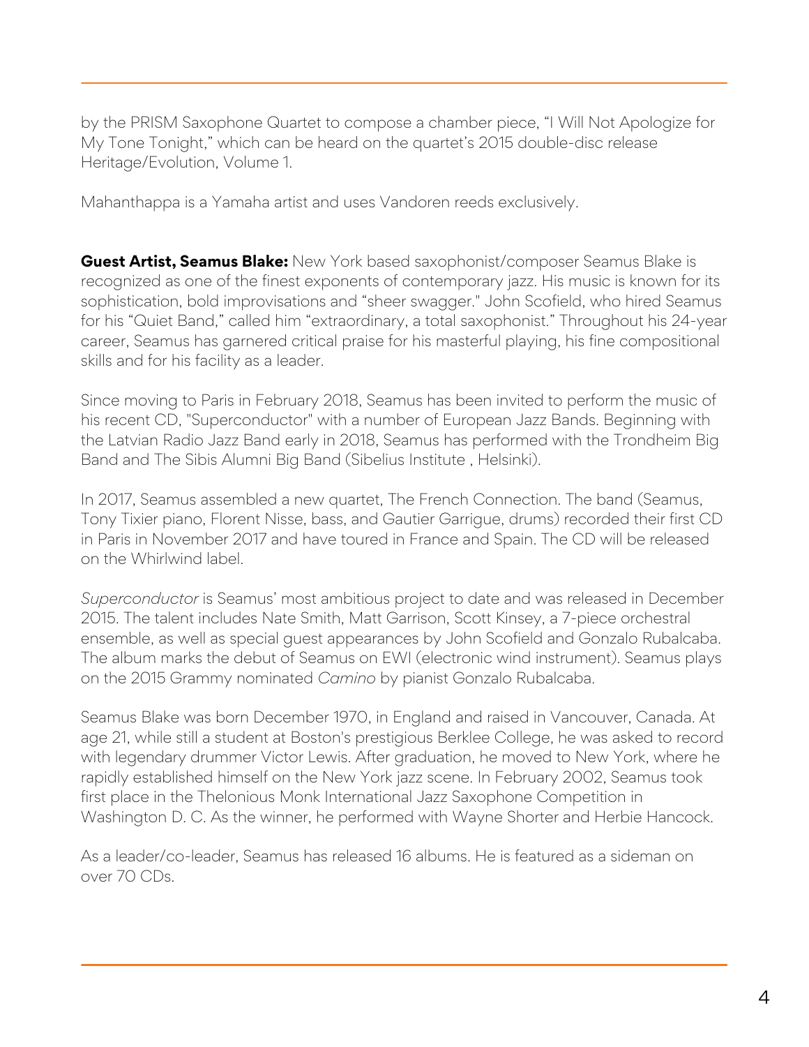by the PRISM Saxophone Quartet to compose a chamber piece, "I Will Not Apologize for My Tone Tonight," which can be heard on the quartet's 2015 double-disc release Heritage/Evolution, Volume 1.

Mahanthappa is a Yamaha artist and uses Vandoren reeds exclusively.

**Guest Artist, Seamus Blake:** New York based saxophonist/composer Seamus Blake is recognized as one of the finest exponents of contemporary jazz. His music is known for its sophistication, bold improvisations and "sheer swagger." John Scofield, who hired Seamus for his "Quiet Band," called him "extraordinary, a total saxophonist." Throughout his 24-year career, Seamus has garnered critical praise for his masterful playing, his fine compositional skills and for his facility as a leader.

Since moving to Paris in February 2018, Seamus has been invited to perform the music of his recent CD, "Superconductor" with a number of European Jazz Bands. Beginning with the Latvian Radio Jazz Band early in 2018, Seamus has performed with the Trondheim Big Band and The Sibis Alumni Big Band (Sibelius Institute , Helsinki).

In 2017, Seamus assembled a new quartet, The French Connection. The band (Seamus, Tony Tixier piano, Florent Nisse, bass, and Gautier Garrigue, drums) recorded their first CD in Paris in November 2017 and have toured in France and Spain. The CD will be released on the Whirlwind label.

*Superconductor* is Seamus' most ambitious project to date and was released in December 2015. The talent includes Nate Smith, Matt Garrison, Scott Kinsey, a 7-piece orchestral ensemble, as well as special guest appearances by John Scofield and Gonzalo Rubalcaba. The album marks the debut of Seamus on EWI (electronic wind instrument). Seamus plays on the 2015 Grammy nominated *Camino* by pianist Gonzalo Rubalcaba.

Seamus Blake was born December 1970, in England and raised in Vancouver, Canada. At age 21, while still a student at Boston's prestigious Berklee College, he was asked to record with legendary drummer Victor Lewis. After graduation, he moved to New York, where he rapidly established himself on the New York jazz scene. In February 2002, Seamus took first place in the Thelonious Monk International Jazz Saxophone Competition in Washington D. C. As the winner, he performed with Wayne Shorter and Herbie Hancock.

As a leader/co-leader, Seamus has released 16 albums. He is featured as a sideman on over 70 CDs.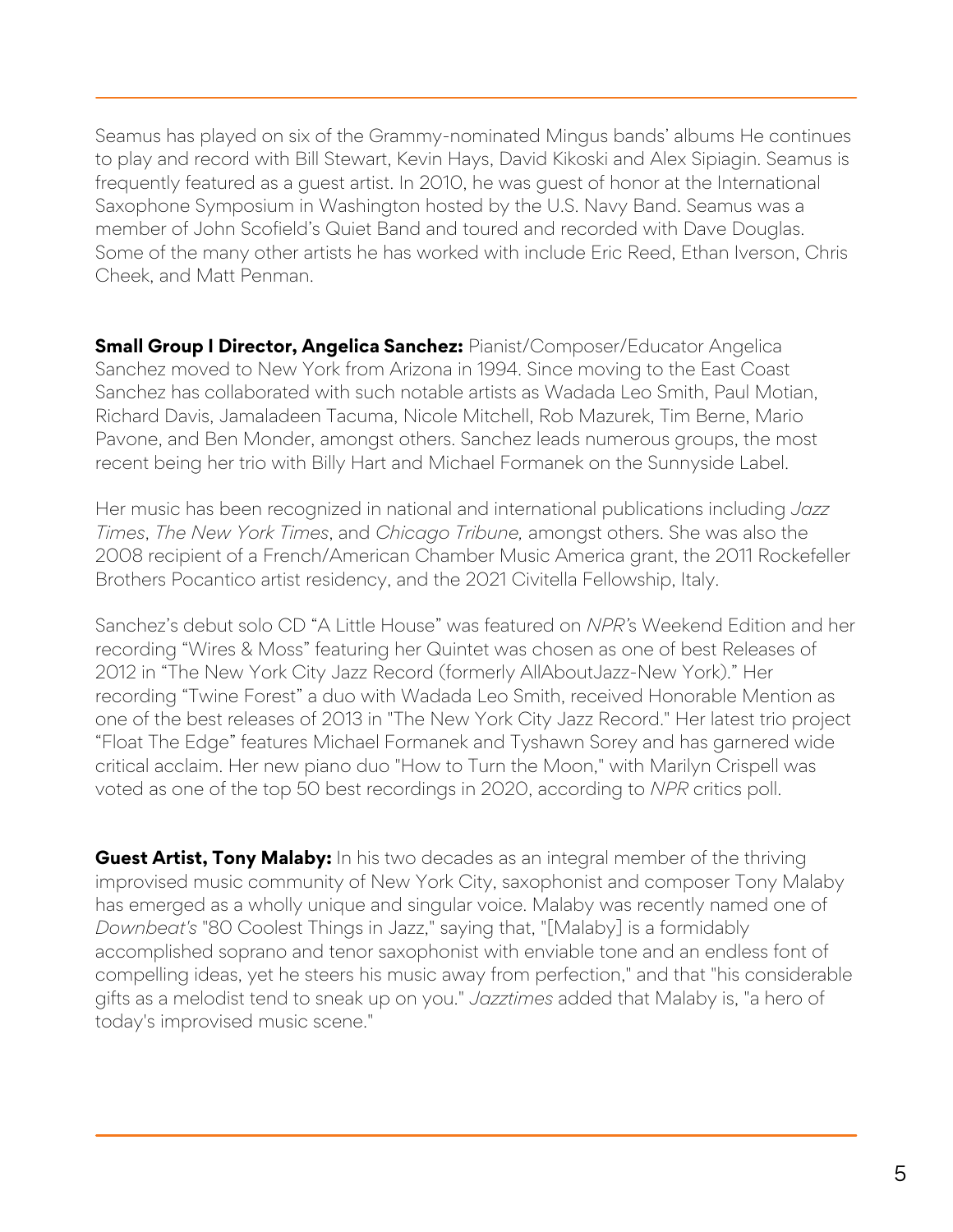Seamus has played on six of the Grammy-nominated Mingus bands' albums He continues to play and record with Bill Stewart, Kevin Hays, David Kikoski and Alex Sipiagin. Seamus is frequently featured as a guest artist. In 2010, he was guest of honor at the International Saxophone Symposium in Washington hosted by the U.S. Navy Band. Seamus was a member of John Scofield's Quiet Band and toured and recorded with Dave Douglas. Some of the many other artists he has worked with include Eric Reed, Ethan Iverson, Chris Cheek, and Matt Penman.

**Small Group I Director, Angelica Sanchez:** Pianist/Composer/Educator Angelica Sanchez moved to New York from Arizona in 1994. Since moving to the East Coast Sanchez has collaborated with such notable artists as Wadada Leo Smith, Paul Motian, Richard Davis, Jamaladeen Tacuma, Nicole Mitchell, Rob Mazurek, Tim Berne, Mario Pavone, and Ben Monder, amongst others. Sanchez leads numerous groups, the most recent being her trio with Billy Hart and Michael Formanek on the Sunnyside Label.

Her music has been recognized in national and international publications including *Jazz Times*, *The New York Times*, and *Chicago Tribune,* amongst others. She was also the 2008 recipient of a French/American Chamber Music America grant, the 2011 Rockefeller Brothers Pocantico artist residency, and the 2021 Civitella Fellowship, Italy.

Sanchez's debut solo CD "A Little House" was featured on *NPR*'s Weekend Edition and her recording "Wires & Moss" featuring her Quintet was chosen as one of best Releases of 2012 in "The New York City Jazz Record (formerly AllAboutJazz-New York)." Her recording "Twine Forest" a duo with Wadada Leo Smith, received Honorable Mention as one of the best releases of 2013 in "The New York City Jazz Record." Her latest trio project "Float The Edge" features Michael Formanek and Tyshawn Sorey and has garnered wide critical acclaim. Her new piano duo "How to Turn the Moon," with Marilyn Crispell was voted as one of the top 50 best recordings in 2020, according to *NPR* critics poll.

**Guest Artist, Tony Malaby:** In his two decades as an integral member of the thriving improvised music community of New York City, saxophonist and composer Tony Malaby has emerged as a wholly unique and singular voice. Malaby was recently named one of *Downbeat's* "80 Coolest Things in Jazz," saying that, "[Malaby] is a formidably accomplished soprano and tenor saxophonist with enviable tone and an endless font of compelling ideas, yet he steers his music away from perfection," and that "his considerable gifts as a melodist tend to sneak up on you." *Jazztimes* added that Malaby is, "a hero of today's improvised music scene."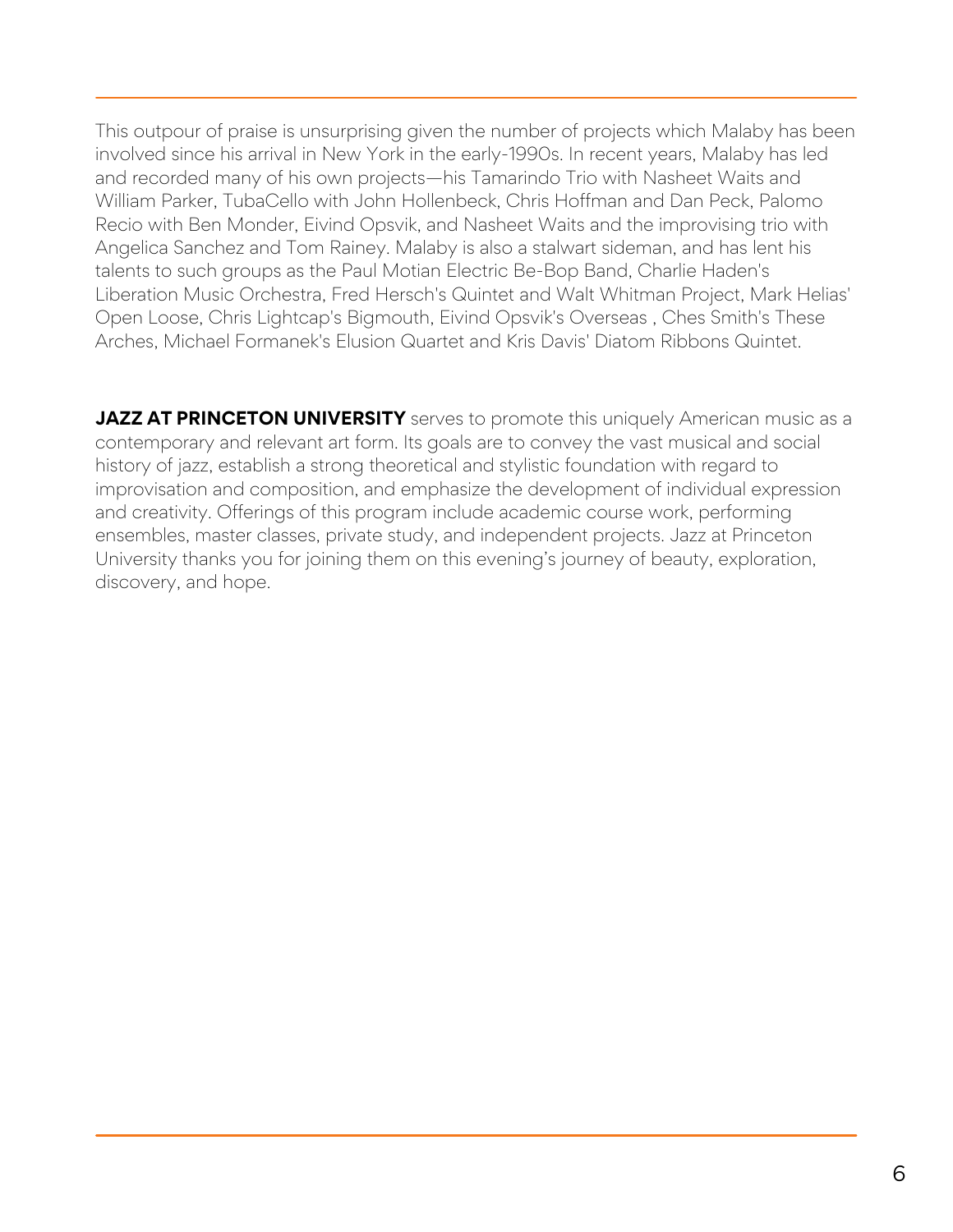This outpour of praise is unsurprising given the number of projects which Malaby has been involved since his arrival in New York in the early-1990s. In recent years, Malaby has led and recorded many of his own projects—his Tamarindo Trio with Nasheet Waits and William Parker, TubaCello with John Hollenbeck, Chris Hoffman and Dan Peck, Palomo Recio with Ben Monder, Eivind Opsvik, and Nasheet Waits and the improvising trio with Angelica Sanchez and Tom Rainey. Malaby is also a stalwart sideman, and has lent his talents to such groups as the Paul Motian Electric Be-Bop Band, Charlie Haden's Liberation Music Orchestra, Fred Hersch's Quintet and Walt Whitman Project, Mark Helias' Open Loose, Chris Lightcap's Bigmouth, Eivind Opsvik's Overseas , Ches Smith's These Arches, Michael Formanek's Elusion Quartet and Kris Davis' Diatom Ribbons Quintet.

**JAZZ AT PRINCETON UNIVERSITY** serves to promote this uniquely American music as a contemporary and relevant art form. Its goals are to convey the vast musical and social history of jazz, establish a strong theoretical and stylistic foundation with regard to improvisation and composition, and emphasize the development of individual expression and creativity. Offerings of this program include academic course work, performing ensembles, master classes, private study, and independent projects. Jazz at Princeton University thanks you for joining them on this evening's journey of beauty, exploration, discovery, and hope.